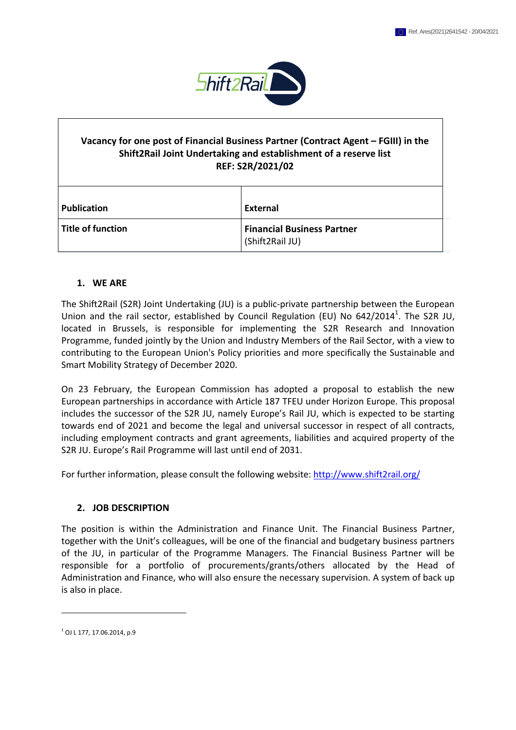| | |
|---|---|
| **Vacancy for one post of Financial Business Partner (Contract Agent – FGIII) in the Shift2Rail Joint Undertaking and establishment of a reserve list** **REF: S2R/2021/02** | |
| **Publication** | **External** |
| **Title of function** | **Financial Business Partner** (Shift2Rail JU) |

## 1. WE ARE

The Shift2Rail (S2R) Joint Undertaking (JU) is a public-private partnership between the European Union and the rail sector, established by Council Regulation (EU) No 642/2014[1]. The S2R JU, located in Brussels, is responsible for implementing the S2R Research and Innovation Programme, funded jointly by the Union and Industry Members of the Rail Sector, with a view to contributing to the European Union's Policy priorities and more specifically the Sustainable and Smart Mobility Strategy of December 2020.

On 23 February, the European Commission has adopted a proposal to establish the new European partnerships in accordance with Article 187 TFEU under Horizon Europe. This proposal includes the successor of the S2R JU, namely Europe's Rail JU, which is expected to be starting towards end of 2021 and become the legal and universal successor in respect of all contracts, including employment contracts and grant agreements, liabilities and acquired property of the S2R JU. Europe's Rail Programme will last until end of 2031.

For further information, please consult the following website: http://www.shift2rail.org/

## 2. JOB DESCRIPTION

The position is within the Administration and Finance Unit. The Financial Business Partner, together with the Unit's colleagues, will be one of the financial and budgetary business partners of the JU, in particular of the Programme Managers. The Financial Business Partner will be responsible for a portfolio of procurements/grants/others allocated by the Head of Administration and Finance, who will also ensure the necessary supervision. A system of back up is also in place.

[1] OJ L 177, 17.06.2014, p.9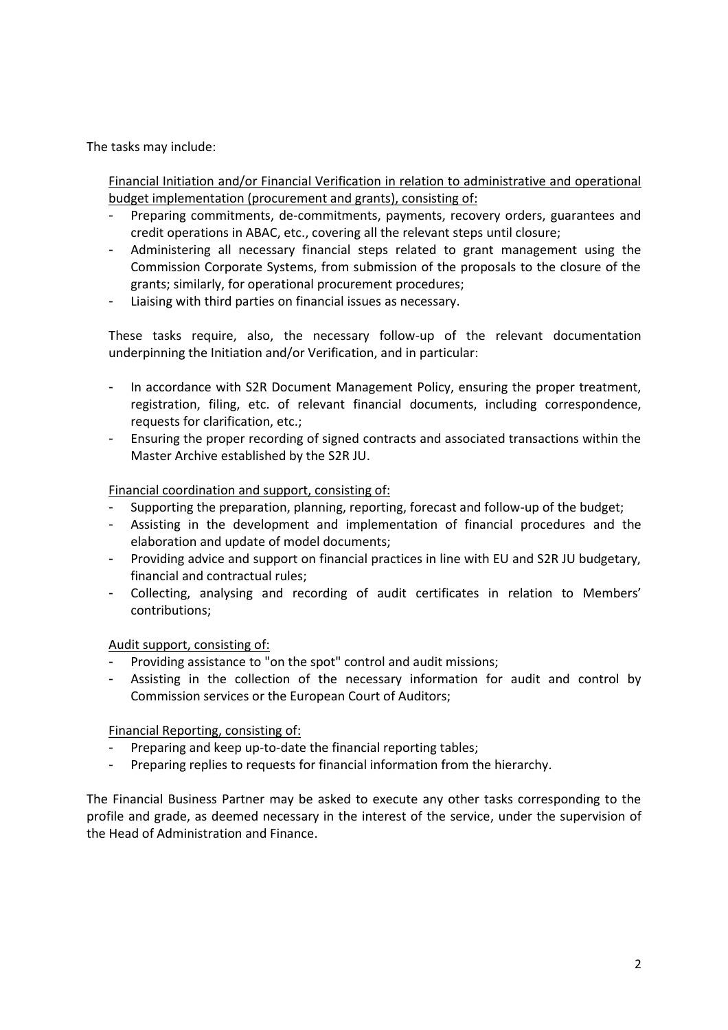The tasks may include:

<u>Financial Initiation and/or Financial Verification in relation to administrative and operational budget implementation (procurement and grants), consisting of:</u>

- Preparing commitments, de-commitments, payments, recovery orders, guarantees and credit operations in ABAC, etc., covering all the relevant steps until closure;
- Administering all necessary financial steps related to grant management using the Commission Corporate Systems, from submission of the proposals to the closure of the grants; similarly, for operational procurement procedures;
- Liaising with third parties on financial issues as necessary.

These tasks require, also, the necessary follow-up of the relevant documentation underpinning the Initiation and/or Verification, and in particular:

- In accordance with S2R Document Management Policy, ensuring the proper treatment, registration, filing, etc. of relevant financial documents, including correspondence, requests for clarification, etc.;
- Ensuring the proper recording of signed contracts and associated transactions within the Master Archive established by the S2R JU.

<u>Financial coordination and support, consisting of:</u>

- Supporting the preparation, planning, reporting, forecast and follow-up of the budget;
- Assisting in the development and implementation of financial procedures and the elaboration and update of model documents;
- Providing advice and support on financial practices in line with EU and S2R JU budgetary, financial and contractual rules;
- Collecting, analysing and recording of audit certificates in relation to Members' contributions;

<u>Audit support, consisting of:</u>

- Providing assistance to "on the spot" control and audit missions;
- Assisting in the collection of the necessary information for audit and control by Commission services or the European Court of Auditors;

<u>Financial Reporting, consisting of:</u>

- Preparing and keep up-to-date the financial reporting tables;
- Preparing replies to requests for financial information from the hierarchy.

The Financial Business Partner may be asked to execute any other tasks corresponding to the profile and grade, as deemed necessary in the interest of the service, under the supervision of the Head of Administration and Finance.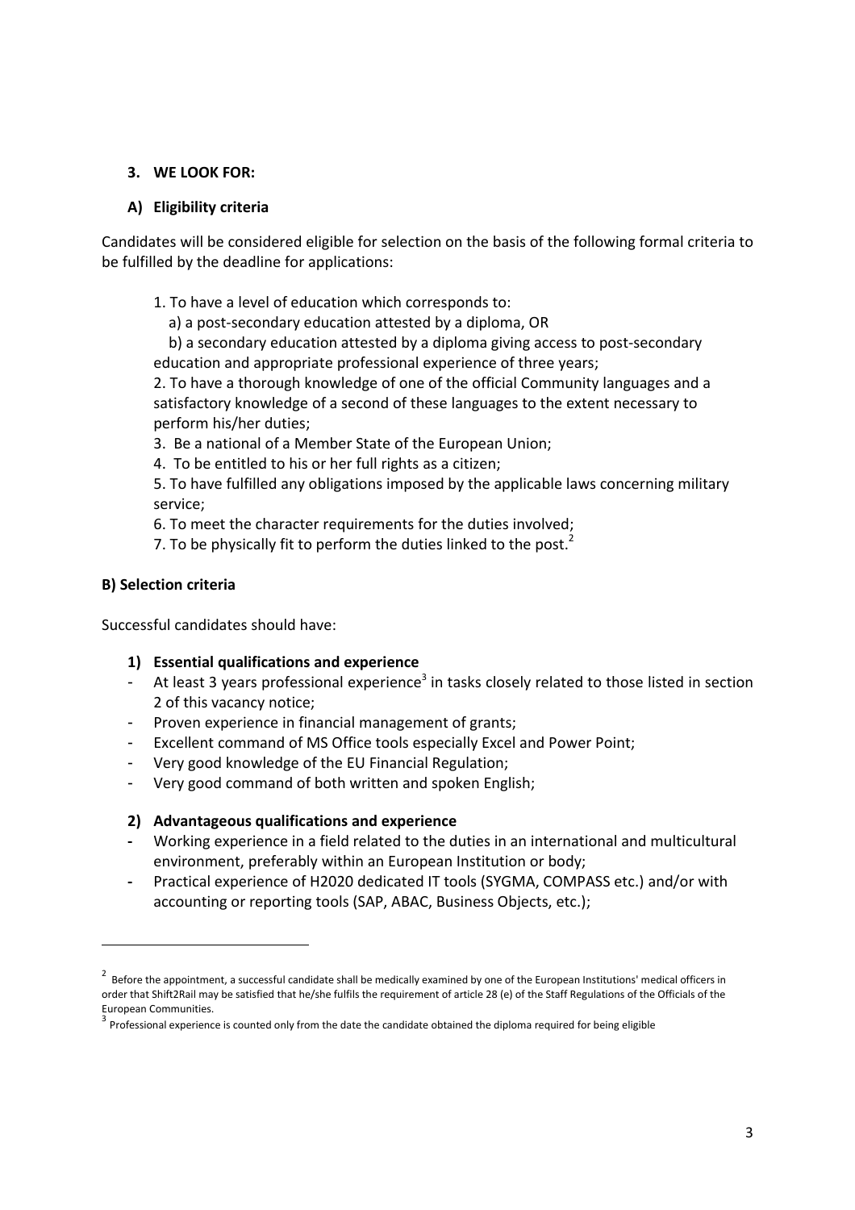## 3. WE LOOK FOR:

### A) Eligibility criteria

Candidates will be considered eligible for selection on the basis of the following formal criteria to be fulfilled by the deadline for applications:

1. To have a level of education which corresponds to:
   a) a post-secondary education attested by a diploma, OR
   b) a secondary education attested by a diploma giving access to post-secondary education and appropriate professional experience of three years;
2. To have a thorough knowledge of one of the official Community languages and a satisfactory knowledge of a second of these languages to the extent necessary to perform his/her duties;
3. Be a national of a Member State of the European Union;
4. To be entitled to his or her full rights as a citizen;
5. To have fulfilled any obligations imposed by the applicable laws concerning military service;
6. To meet the character requirements for the duties involved;
7. To be physically fit to perform the duties linked to the post.[2]

### B) Selection criteria

Successful candidates should have:

**1) Essential qualifications and experience**

- At least 3 years professional experience[3] in tasks closely related to those listed in section 2 of this vacancy notice;
- Proven experience in financial management of grants;
- Excellent command of MS Office tools especially Excel and Power Point;
- Very good knowledge of the EU Financial Regulation;
- Very good command of both written and spoken English;

**2) Advantageous qualifications and experience**

- Working experience in a field related to the duties in an international and multicultural environment, preferably within an European Institution or body;
- Practical experience of H2020 dedicated IT tools (SYGMA, COMPASS etc.) and/or with accounting or reporting tools (SAP, ABAC, Business Objects, etc.);

---

[2] Before the appointment, a successful candidate shall be medically examined by one of the European Institutions' medical officers in order that Shift2Rail may be satisfied that he/she fulfils the requirement of article 28 (e) of the Staff Regulations of the Officials of the European Communities.

[3] Professional experience is counted only from the date the candidate obtained the diploma required for being eligible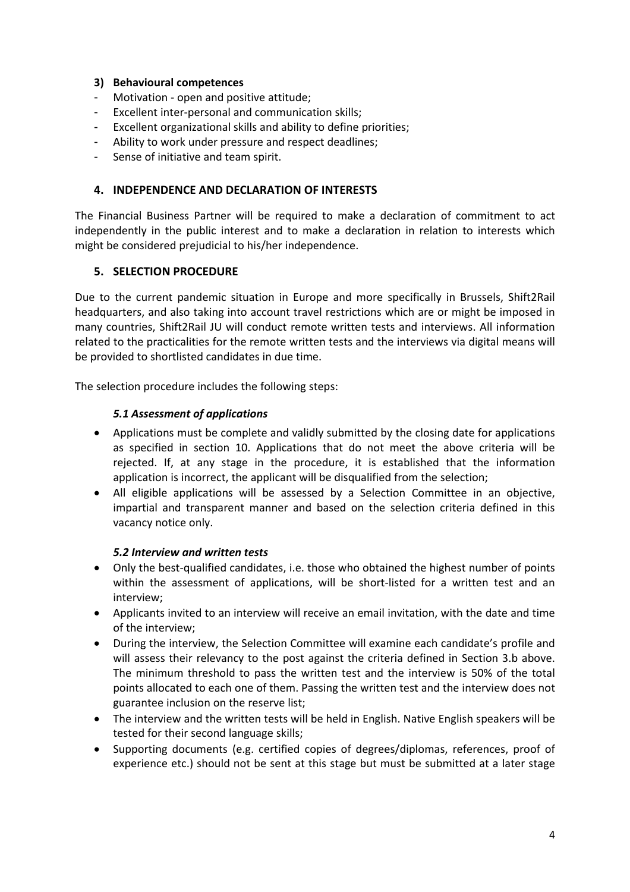### 3) Behavioural competences

- Motivation - open and positive attitude;
- Excellent inter-personal and communication skills;
- Excellent organizational skills and ability to define priorities;
- Ability to work under pressure and respect deadlines;
- Sense of initiative and team spirit.

## 4. INDEPENDENCE AND DECLARATION OF INTERESTS

The Financial Business Partner will be required to make a declaration of commitment to act independently in the public interest and to make a declaration in relation to interests which might be considered prejudicial to his/her independence.

## 5. SELECTION PROCEDURE

Due to the current pandemic situation in Europe and more specifically in Brussels, Shift2Rail headquarters, and also taking into account travel restrictions which are or might be imposed in many countries, Shift2Rail JU will conduct remote written tests and interviews. All information related to the practicalities for the remote written tests and the interviews via digital means will be provided to shortlisted candidates in due time.

The selection procedure includes the following steps:

### *5.1 Assessment of applications*

- Applications must be complete and validly submitted by the closing date for applications as specified in section 10. Applications that do not meet the above criteria will be rejected. If, at any stage in the procedure, it is established that the information application is incorrect, the applicant will be disqualified from the selection;
- All eligible applications will be assessed by a Selection Committee in an objective, impartial and transparent manner and based on the selection criteria defined in this vacancy notice only.

### *5.2 Interview and written tests*

- Only the best-qualified candidates, i.e. those who obtained the highest number of points within the assessment of applications, will be short-listed for a written test and an interview;
- Applicants invited to an interview will receive an email invitation, with the date and time of the interview;
- During the interview, the Selection Committee will examine each candidate's profile and will assess their relevancy to the post against the criteria defined in Section 3.b above. The minimum threshold to pass the written test and the interview is 50% of the total points allocated to each one of them. Passing the written test and the interview does not guarantee inclusion on the reserve list;
- The interview and the written tests will be held in English. Native English speakers will be tested for their second language skills;
- Supporting documents (e.g. certified copies of degrees/diplomas, references, proof of experience etc.) should not be sent at this stage but must be submitted at a later stage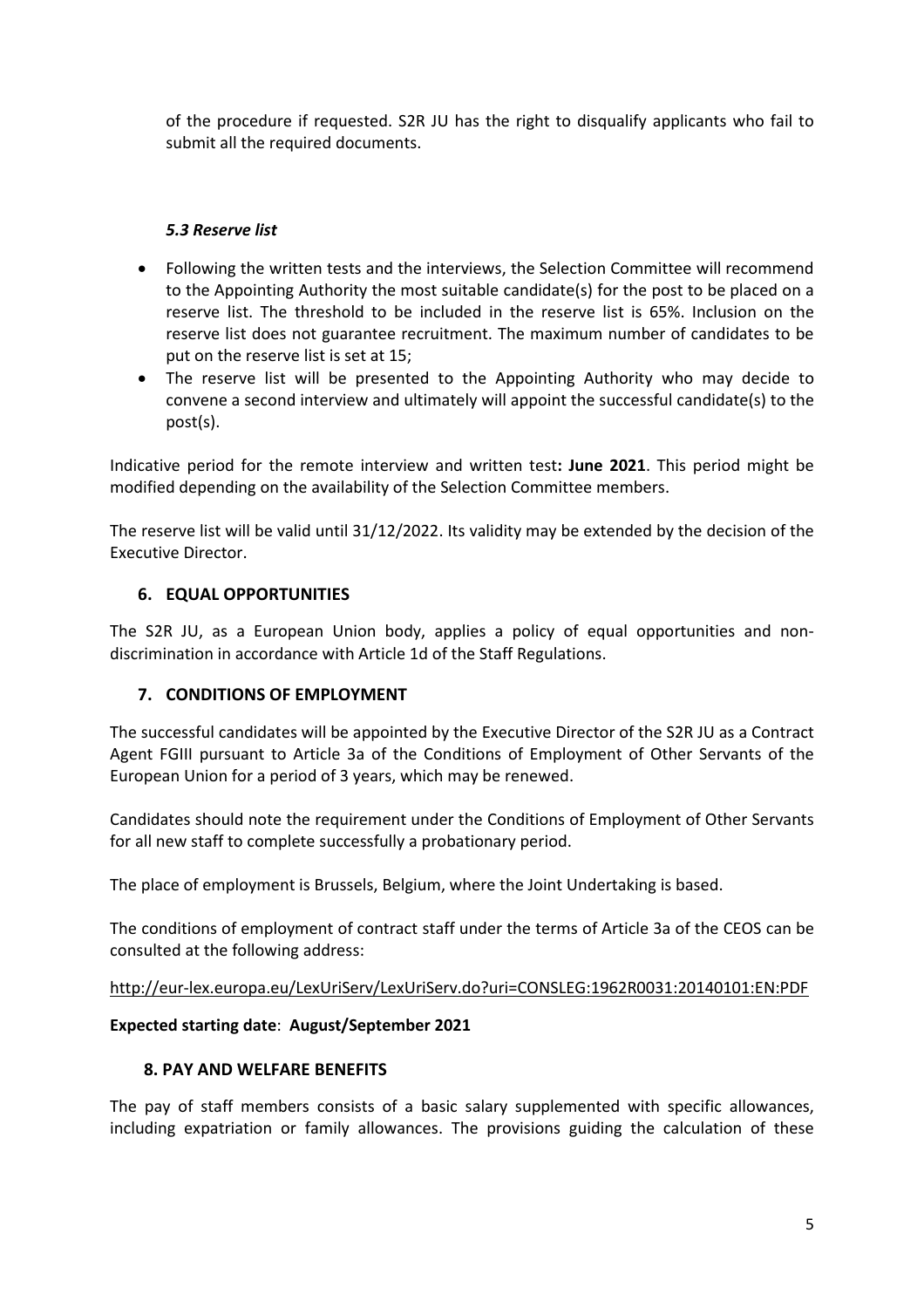of the procedure if requested. S2R JU has the right to disqualify applicants who fail to submit all the required documents.

### *5.3 Reserve list*

- Following the written tests and the interviews, the Selection Committee will recommend to the Appointing Authority the most suitable candidate(s) for the post to be placed on a reserve list. The threshold to be included in the reserve list is 65%. Inclusion on the reserve list does not guarantee recruitment. The maximum number of candidates to be put on the reserve list is set at 15;
- The reserve list will be presented to the Appointing Authority who may decide to convene a second interview and ultimately will appoint the successful candidate(s) to the post(s).

Indicative period for the remote interview and written test**: June 2021**. This period might be modified depending on the availability of the Selection Committee members.

The reserve list will be valid until 31/12/2022. Its validity may be extended by the decision of the Executive Director.

## 6. EQUAL OPPORTUNITIES

The S2R JU, as a European Union body, applies a policy of equal opportunities and non-discrimination in accordance with Article 1d of the Staff Regulations.

## 7. CONDITIONS OF EMPLOYMENT

The successful candidates will be appointed by the Executive Director of the S2R JU as a Contract Agent FGIII pursuant to Article 3a of the Conditions of Employment of Other Servants of the European Union for a period of 3 years, which may be renewed.

Candidates should note the requirement under the Conditions of Employment of Other Servants for all new staff to complete successfully a probationary period.

The place of employment is Brussels, Belgium, where the Joint Undertaking is based.

The conditions of employment of contract staff under the terms of Article 3a of the CEOS can be consulted at the following address:

http://eur-lex.europa.eu/LexUriServ/LexUriServ.do?uri=CONSLEG:1962R0031:20140101:EN:PDF

**Expected starting date**: **August/September 2021**

## 8. PAY AND WELFARE BENEFITS

The pay of staff members consists of a basic salary supplemented with specific allowances, including expatriation or family allowances. The provisions guiding the calculation of these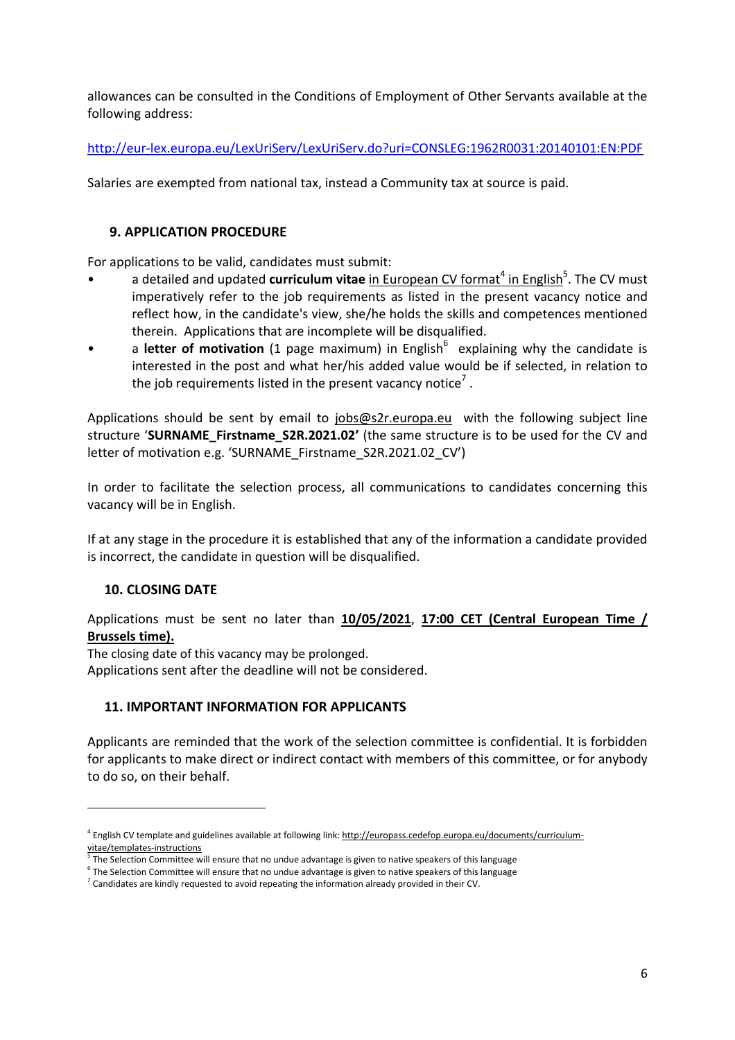allowances can be consulted in the Conditions of Employment of Other Servants available at the following address:

http://eur-lex.europa.eu/LexUriServ/LexUriServ.do?uri=CONSLEG:1962R0031:20140101:EN:PDF

Salaries are exempted from national tax, instead a Community tax at source is paid.

## 9. APPLICATION PROCEDURE

For applications to be valid, candidates must submit:

- a detailed and updated **curriculum vitae** in European CV format[4] in English[5]. The CV must imperatively refer to the job requirements as listed in the present vacancy notice and reflect how, in the candidate's view, she/he holds the skills and competences mentioned therein. Applications that are incomplete will be disqualified.
- a **letter of motivation** (1 page maximum) in English[6] explaining why the candidate is interested in the post and what her/his added value would be if selected, in relation to the job requirements listed in the present vacancy notice[7].

Applications should be sent by email to jobs@s2r.europa.eu with the following subject line structure '**SURNAME_Firstname_S2R.2021.02'** (the same structure is to be used for the CV and letter of motivation e.g. 'SURNAME_Firstname_S2R.2021.02_CV')

In order to facilitate the selection process, all communications to candidates concerning this vacancy will be in English.

If at any stage in the procedure it is established that any of the information a candidate provided is incorrect, the candidate in question will be disqualified.

## 10. CLOSING DATE

Applications must be sent no later than **10/05/2021**, **17:00 CET (Central European Time / Brussels time).**

The closing date of this vacancy may be prolonged.

Applications sent after the deadline will not be considered.

## 11. IMPORTANT INFORMATION FOR APPLICANTS

Applicants are reminded that the work of the selection committee is confidential. It is forbidden for applicants to make direct or indirect contact with members of this committee, or for anybody to do so, on their behalf.

---

[4] English CV template and guidelines available at following link: http://europass.cedefop.europa.eu/documents/curriculum-vitae/templates-instructions

[5] The Selection Committee will ensure that no undue advantage is given to native speakers of this language

[6] The Selection Committee will ensure that no undue advantage is given to native speakers of this language

[7] Candidates are kindly requested to avoid repeating the information already provided in their CV.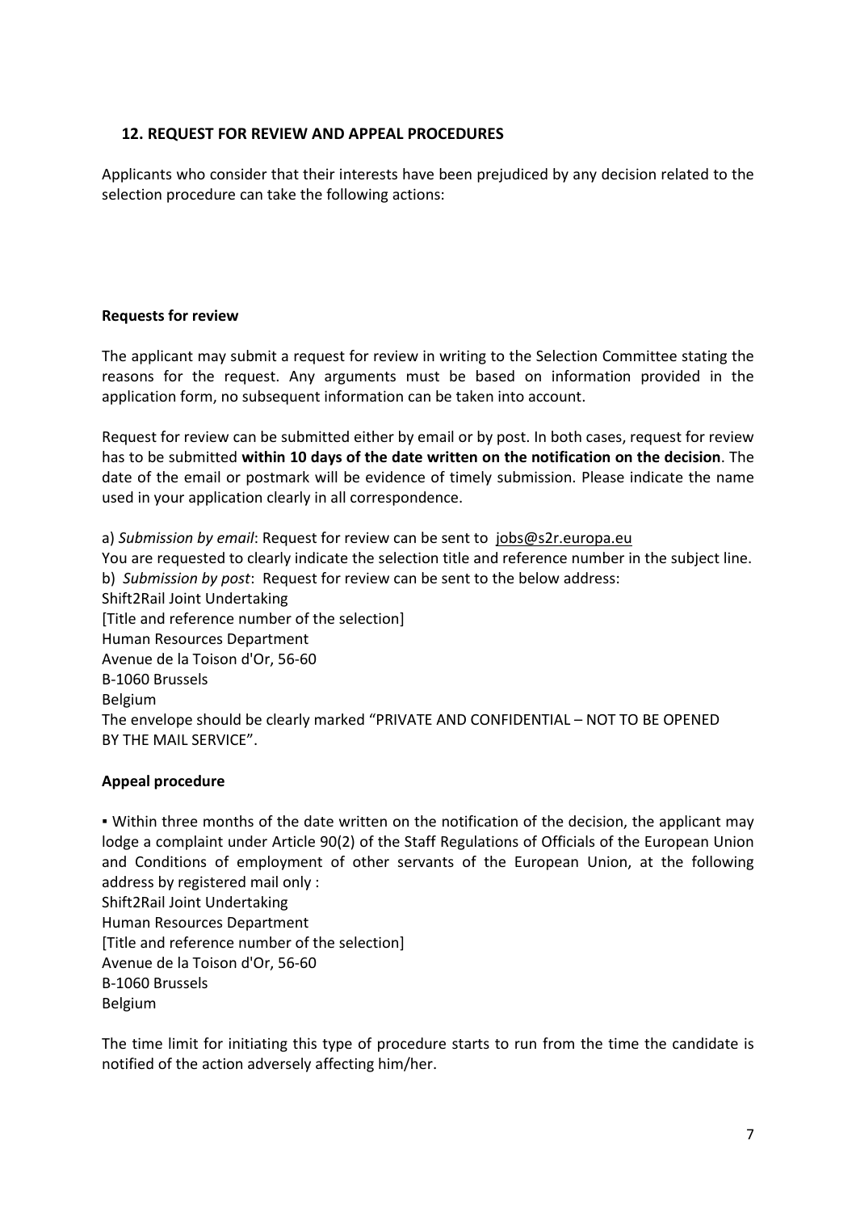## 12. REQUEST FOR REVIEW AND APPEAL PROCEDURES

Applicants who consider that their interests have been prejudiced by any decision related to the selection procedure can take the following actions:

**Requests for review**

The applicant may submit a request for review in writing to the Selection Committee stating the reasons for the request. Any arguments must be based on information provided in the application form, no subsequent information can be taken into account.

Request for review can be submitted either by email or by post. In both cases, request for review has to be submitted **within 10 days of the date written on the notification on the decision**. The date of the email or postmark will be evidence of timely submission. Please indicate the name used in your application clearly in all correspondence.

a) *Submission by email*: Request for review can be sent to jobs@s2r.europa.eu
You are requested to clearly indicate the selection title and reference number in the subject line.
b) *Submission by post*: Request for review can be sent to the below address:
Shift2Rail Joint Undertaking
[Title and reference number of the selection]
Human Resources Department
Avenue de la Toison d'Or, 56-60
B-1060 Brussels
Belgium
The envelope should be clearly marked "PRIVATE AND CONFIDENTIAL – NOT TO BE OPENED BY THE MAIL SERVICE".

**Appeal procedure**

▪ Within three months of the date written on the notification of the decision, the applicant may lodge a complaint under Article 90(2) of the Staff Regulations of Officials of the European Union and Conditions of employment of other servants of the European Union, at the following address by registered mail only :
Shift2Rail Joint Undertaking
Human Resources Department
[Title and reference number of the selection]
Avenue de la Toison d'Or, 56-60
B-1060 Brussels
Belgium

The time limit for initiating this type of procedure starts to run from the time the candidate is notified of the action adversely affecting him/her.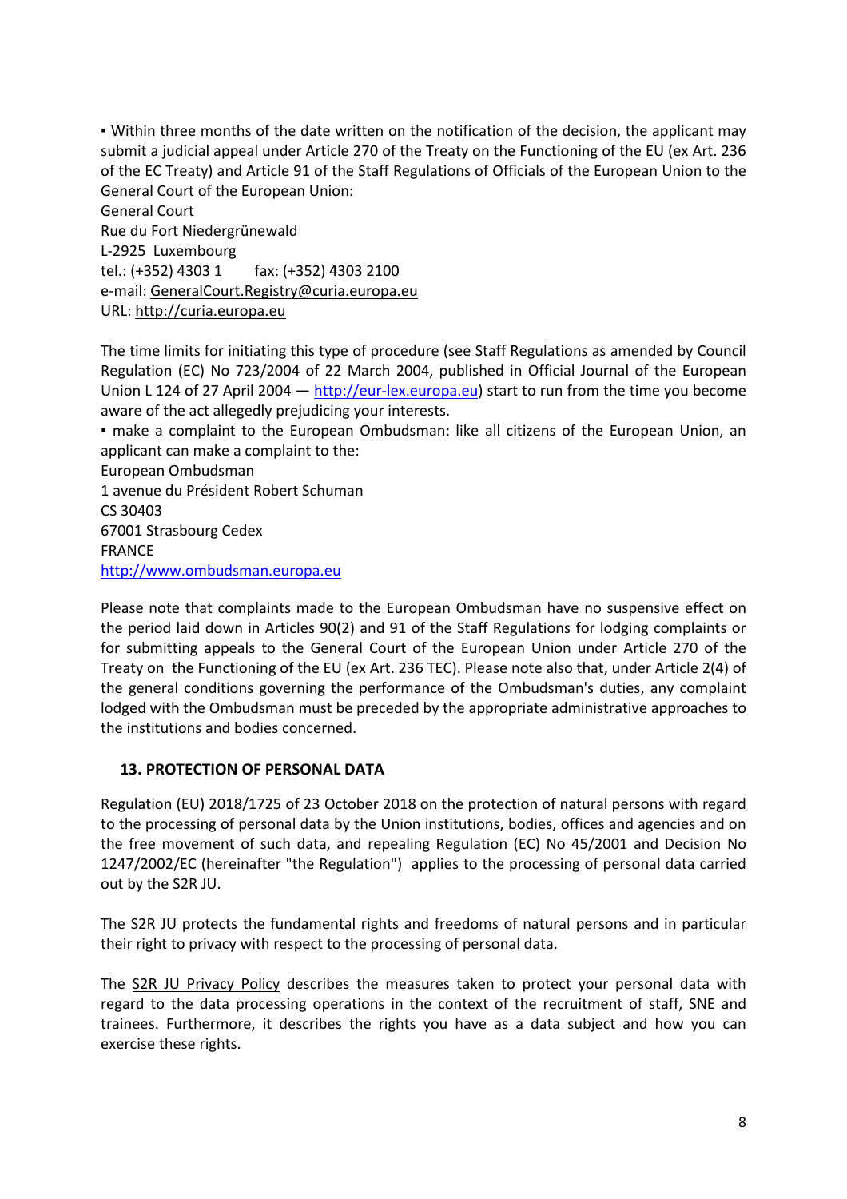▪ Within three months of the date written on the notification of the decision, the applicant may submit a judicial appeal under Article 270 of the Treaty on the Functioning of the EU (ex Art. 236 of the EC Treaty) and Article 91 of the Staff Regulations of Officials of the European Union to the General Court of the European Union:

General Court  
Rue du Fort Niedergrünewald  
L-2925 Luxembourg  
tel.: (+352) 4303 1 fax: (+352) 4303 2100  
e-mail: GeneralCourt.Registry@curia.europa.eu  
URL: http://curia.europa.eu

The time limits for initiating this type of procedure (see Staff Regulations as amended by Council Regulation (EC) No 723/2004 of 22 March 2004, published in Official Journal of the European Union L 124 of 27 April 2004 — http://eur-lex.europa.eu) start to run from the time you become aware of the act allegedly prejudicing your interests.

▪ make a complaint to the European Ombudsman: like all citizens of the European Union, an applicant can make a complaint to the:

European Ombudsman  
1 avenue du Président Robert Schuman  
CS 30403  
67001 Strasbourg Cedex  
FRANCE  
http://www.ombudsman.europa.eu

Please note that complaints made to the European Ombudsman have no suspensive effect on the period laid down in Articles 90(2) and 91 of the Staff Regulations for lodging complaints or for submitting appeals to the General Court of the European Union under Article 270 of the Treaty on the Functioning of the EU (ex Art. 236 TEC). Please note also that, under Article 2(4) of the general conditions governing the performance of the Ombudsman's duties, any complaint lodged with the Ombudsman must be preceded by the appropriate administrative approaches to the institutions and bodies concerned.

## 13. PROTECTION OF PERSONAL DATA

Regulation (EU) 2018/1725 of 23 October 2018 on the protection of natural persons with regard to the processing of personal data by the Union institutions, bodies, offices and agencies and on the free movement of such data, and repealing Regulation (EC) No 45/2001 and Decision No 1247/2002/EC (hereinafter "the Regulation") applies to the processing of personal data carried out by the S2R JU.

The S2R JU protects the fundamental rights and freedoms of natural persons and in particular their right to privacy with respect to the processing of personal data.

The S2R JU Privacy Policy describes the measures taken to protect your personal data with regard to the data processing operations in the context of the recruitment of staff, SNE and trainees. Furthermore, it describes the rights you have as a data subject and how you can exercise these rights.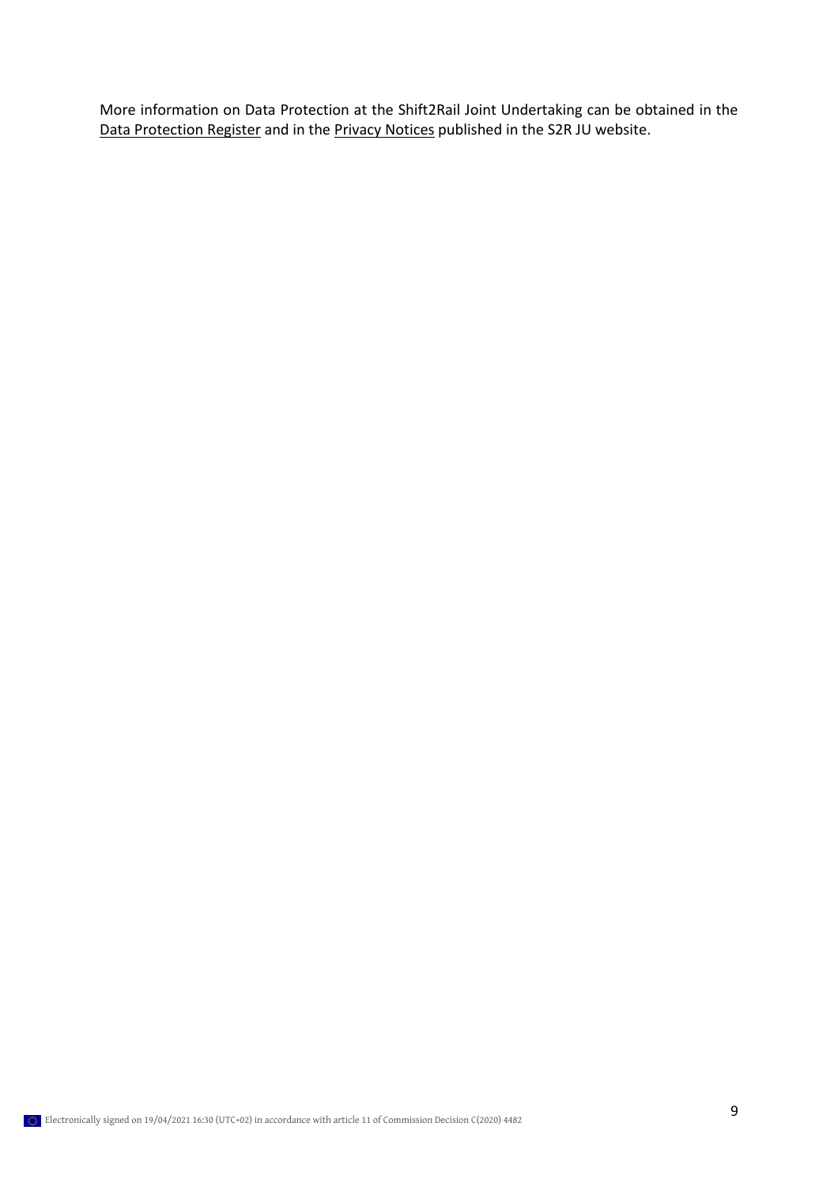More information on Data Protection at the Shift2Rail Joint Undertaking can be obtained in the Data Protection Register and in the Privacy Notices published in the S2R JU website.

Electronically signed on 19/04/2021 16:30 (UTC+02) in accordance with article 11 of Commission Decision C(2020) 4482